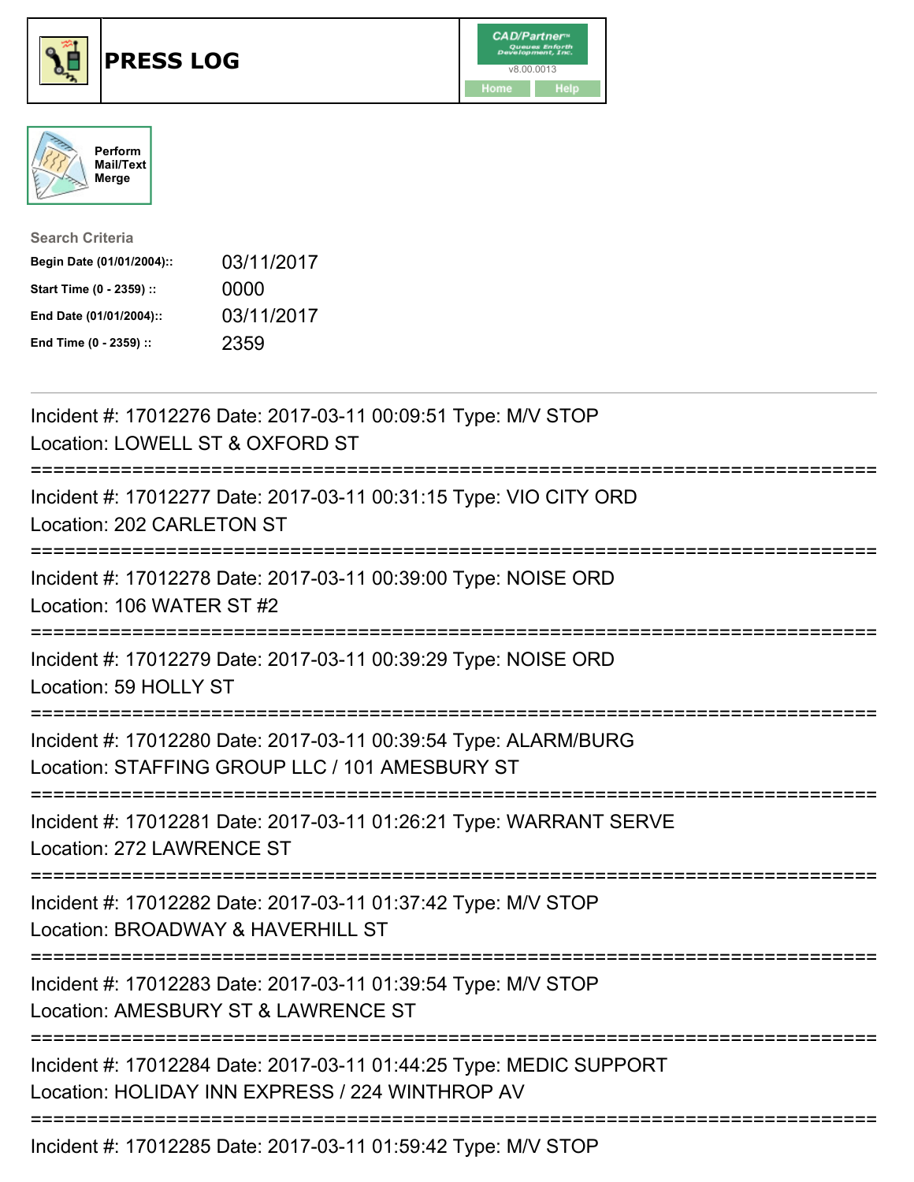# PRESS LOG

CAD/Partner
v8.00.0013
Home Help

Perform Mail/Text Merge

**Search Criteria**

| | |
|---|---|
| **Begin Date (01/01/2004)::** | 03/11/2017 |
| **Start Time (0 - 2359) ::** | 0000 |
| **End Date (01/01/2004)::** | 03/11/2017 |
| **End Time (0 - 2359) ::** | 2359 |

Incident #: 17012276 Date: 2017-03-11 00:09:51 Type: M/V STOP
Location: LOWELL ST & OXFORD ST

===========================================================================

Incident #: 17012277 Date: 2017-03-11 00:31:15 Type: VIO CITY ORD
Location: 202 CARLETON ST

===========================================================================

Incident #: 17012278 Date: 2017-03-11 00:39:00 Type: NOISE ORD
Location: 106 WATER ST #2

===========================================================================

Incident #: 17012279 Date: 2017-03-11 00:39:29 Type: NOISE ORD
Location: 59 HOLLY ST

===========================================================================

Incident #: 17012280 Date: 2017-03-11 00:39:54 Type: ALARM/BURG
Location: STAFFING GROUP LLC / 101 AMESBURY ST

===========================================================================

Incident #: 17012281 Date: 2017-03-11 01:26:21 Type: WARRANT SERVE
Location: 272 LAWRENCE ST

===========================================================================

Incident #: 17012282 Date: 2017-03-11 01:37:42 Type: M/V STOP
Location: BROADWAY & HAVERHILL ST

===========================================================================

Incident #: 17012283 Date: 2017-03-11 01:39:54 Type: M/V STOP
Location: AMESBURY ST & LAWRENCE ST

===========================================================================

Incident #: 17012284 Date: 2017-03-11 01:44:25 Type: MEDIC SUPPORT
Location: HOLIDAY INN EXPRESS / 224 WINTHROP AV

===========================================================================

Incident #: 17012285 Date: 2017-03-11 01:59:42 Type: M/V STOP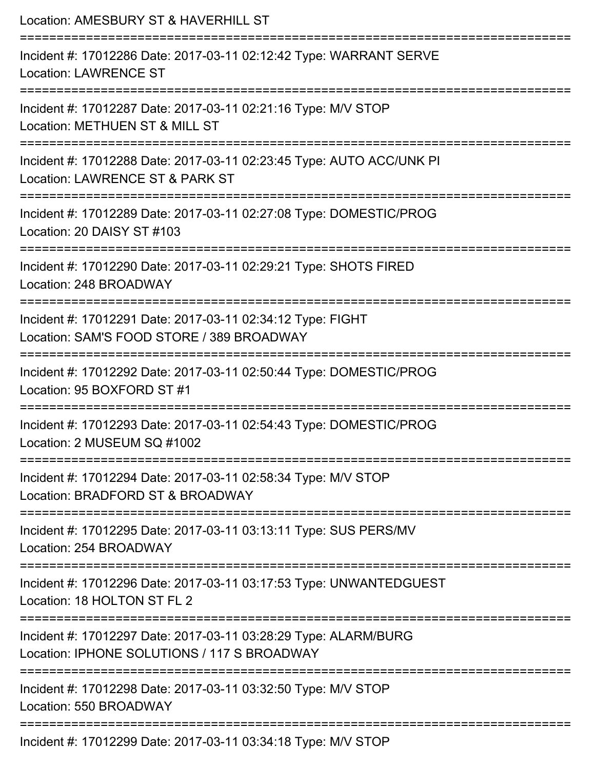Location: AMESBURY ST & HAVERHILL ST

===========================================================================

Incident #: 17012286 Date: 2017-03-11 02:12:42 Type: WARRANT SERVE
Location: LAWRENCE ST

===========================================================================

Incident #: 17012287 Date: 2017-03-11 02:21:16 Type: M/V STOP
Location: METHUEN ST & MILL ST

===========================================================================

Incident #: 17012288 Date: 2017-03-11 02:23:45 Type: AUTO ACC/UNK PI
Location: LAWRENCE ST & PARK ST

===========================================================================

Incident #: 17012289 Date: 2017-03-11 02:27:08 Type: DOMESTIC/PROG
Location: 20 DAISY ST #103

===========================================================================

Incident #: 17012290 Date: 2017-03-11 02:29:21 Type: SHOTS FIRED
Location: 248 BROADWAY

===========================================================================

Incident #: 17012291 Date: 2017-03-11 02:34:12 Type: FIGHT
Location: SAM'S FOOD STORE / 389 BROADWAY

===========================================================================

Incident #: 17012292 Date: 2017-03-11 02:50:44 Type: DOMESTIC/PROG
Location: 95 BOXFORD ST #1

===========================================================================

Incident #: 17012293 Date: 2017-03-11 02:54:43 Type: DOMESTIC/PROG
Location: 2 MUSEUM SQ #1002

===========================================================================

Incident #: 17012294 Date: 2017-03-11 02:58:34 Type: M/V STOP
Location: BRADFORD ST & BROADWAY

===========================================================================

Incident #: 17012295 Date: 2017-03-11 03:13:11 Type: SUS PERS/MV
Location: 254 BROADWAY

===========================================================================

Incident #: 17012296 Date: 2017-03-11 03:17:53 Type: UNWANTEDGUEST
Location: 18 HOLTON ST FL 2

===========================================================================

Incident #: 17012297 Date: 2017-03-11 03:28:29 Type: ALARM/BURG
Location: IPHONE SOLUTIONS / 117 S BROADWAY

===========================================================================

Incident #: 17012298 Date: 2017-03-11 03:32:50 Type: M/V STOP
Location: 550 BROADWAY

===========================================================================

Incident #: 17012299 Date: 2017-03-11 03:34:18 Type: M/V STOP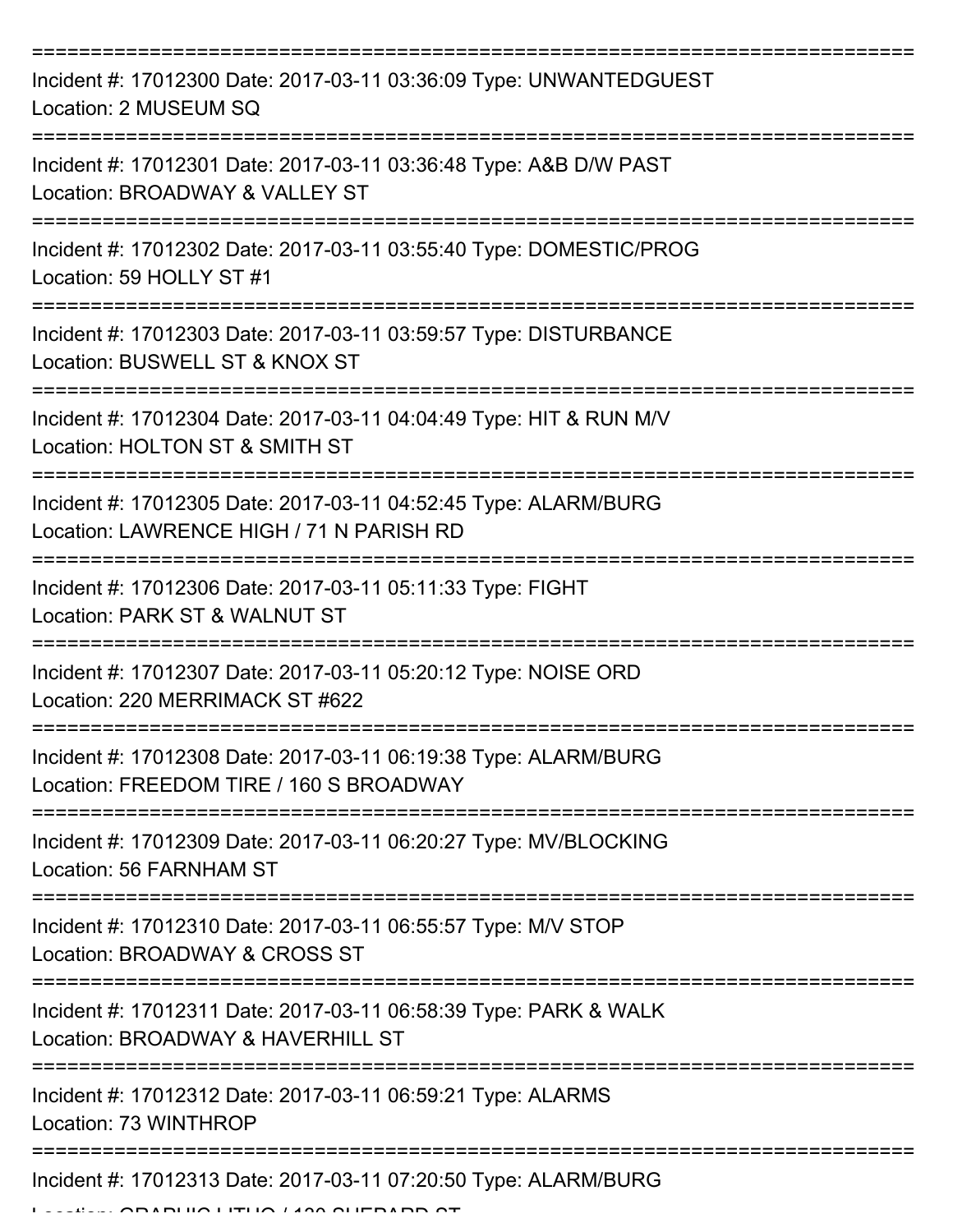===========================================================================

Incident #: 17012300 Date: 2017-03-11 03:36:09 Type: UNWANTEDGUEST
Location: 2 MUSEUM SQ

===========================================================================

Incident #: 17012301 Date: 2017-03-11 03:36:48 Type: A&B D/W PAST
Location: BROADWAY & VALLEY ST

===========================================================================

Incident #: 17012302 Date: 2017-03-11 03:55:40 Type: DOMESTIC/PROG
Location: 59 HOLLY ST #1

===========================================================================

Incident #: 17012303 Date: 2017-03-11 03:59:57 Type: DISTURBANCE
Location: BUSWELL ST & KNOX ST

===========================================================================

Incident #: 17012304 Date: 2017-03-11 04:04:49 Type: HIT & RUN M/V
Location: HOLTON ST & SMITH ST

===========================================================================

Incident #: 17012305 Date: 2017-03-11 04:52:45 Type: ALARM/BURG
Location: LAWRENCE HIGH / 71 N PARISH RD

===========================================================================

Incident #: 17012306 Date: 2017-03-11 05:11:33 Type: FIGHT
Location: PARK ST & WALNUT ST

===========================================================================

Incident #: 17012307 Date: 2017-03-11 05:20:12 Type: NOISE ORD
Location: 220 MERRIMACK ST #622

===========================================================================

Incident #: 17012308 Date: 2017-03-11 06:19:38 Type: ALARM/BURG
Location: FREEDOM TIRE / 160 S BROADWAY

===========================================================================

Incident #: 17012309 Date: 2017-03-11 06:20:27 Type: MV/BLOCKING
Location: 56 FARNHAM ST

===========================================================================

Incident #: 17012310 Date: 2017-03-11 06:55:57 Type: M/V STOP
Location: BROADWAY & CROSS ST

===========================================================================

Incident #: 17012311 Date: 2017-03-11 06:58:39 Type: PARK & WALK
Location: BROADWAY & HAVERHILL ST

===========================================================================

Incident #: 17012312 Date: 2017-03-11 06:59:21 Type: ALARMS
Location: 73 WINTHROP

===========================================================================

Incident #: 17012313 Date: 2017-03-11 07:20:50 Type: ALARM/BURG
Location: GRAPHIC LITHO / 130 SHEPARD ST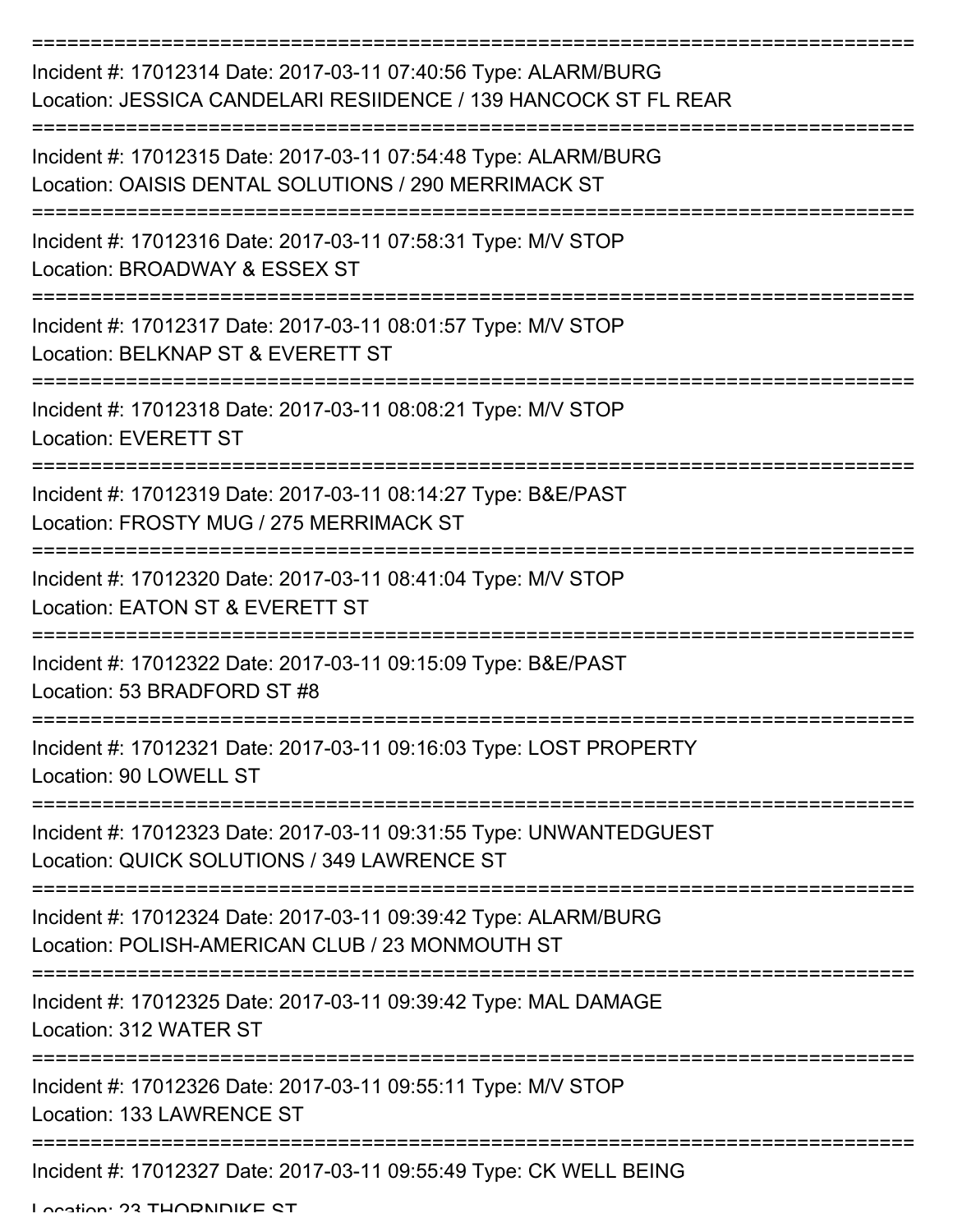===========================================================================

Incident #: 17012314 Date: 2017-03-11 07:40:56 Type: ALARM/BURG
Location: JESSICA CANDELARI RESIIDENCE / 139 HANCOCK ST FL REAR

===========================================================================

Incident #: 17012315 Date: 2017-03-11 07:54:48 Type: ALARM/BURG
Location: OAISIS DENTAL SOLUTIONS / 290 MERRIMACK ST

===========================================================================

Incident #: 17012316 Date: 2017-03-11 07:58:31 Type: M/V STOP
Location: BROADWAY & ESSEX ST

===========================================================================

Incident #: 17012317 Date: 2017-03-11 08:01:57 Type: M/V STOP
Location: BELKNAP ST & EVERETT ST

===========================================================================

Incident #: 17012318 Date: 2017-03-11 08:08:21 Type: M/V STOP
Location: EVERETT ST

===========================================================================

Incident #: 17012319 Date: 2017-03-11 08:14:27 Type: B&E/PAST
Location: FROSTY MUG / 275 MERRIMACK ST

===========================================================================

Incident #: 17012320 Date: 2017-03-11 08:41:04 Type: M/V STOP
Location: EATON ST & EVERETT ST

===========================================================================

Incident #: 17012322 Date: 2017-03-11 09:15:09 Type: B&E/PAST
Location: 53 BRADFORD ST #8

===========================================================================

Incident #: 17012321 Date: 2017-03-11 09:16:03 Type: LOST PROPERTY
Location: 90 LOWELL ST

===========================================================================

Incident #: 17012323 Date: 2017-03-11 09:31:55 Type: UNWANTEDGUEST
Location: QUICK SOLUTIONS / 349 LAWRENCE ST

===========================================================================

Incident #: 17012324 Date: 2017-03-11 09:39:42 Type: ALARM/BURG
Location: POLISH-AMERICAN CLUB / 23 MONMOUTH ST

===========================================================================

Incident #: 17012325 Date: 2017-03-11 09:39:42 Type: MAL DAMAGE
Location: 312 WATER ST

===========================================================================

Incident #: 17012326 Date: 2017-03-11 09:55:11 Type: M/V STOP
Location: 133 LAWRENCE ST

===========================================================================

Incident #: 17012327 Date: 2017-03-11 09:55:49 Type: CK WELL BEING
Location: 23 THORNDIKE ST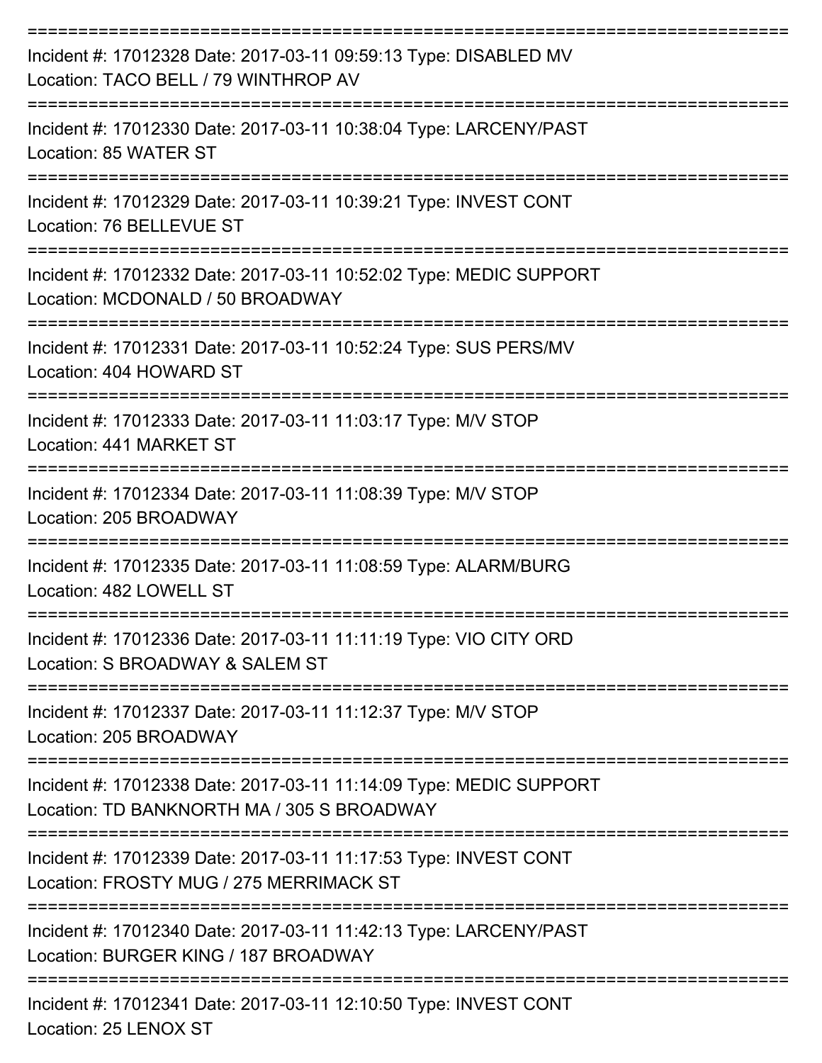===========================================================================
Incident #: 17012328 Date: 2017-03-11 09:59:13 Type: DISABLED MV
Location: TACO BELL / 79 WINTHROP AV
===========================================================================
Incident #: 17012330 Date: 2017-03-11 10:38:04 Type: LARCENY/PAST
Location: 85 WATER ST
===========================================================================
Incident #: 17012329 Date: 2017-03-11 10:39:21 Type: INVEST CONT
Location: 76 BELLEVUE ST
===========================================================================
Incident #: 17012332 Date: 2017-03-11 10:52:02 Type: MEDIC SUPPORT
Location: MCDONALD / 50 BROADWAY
===========================================================================
Incident #: 17012331 Date: 2017-03-11 10:52:24 Type: SUS PERS/MV
Location: 404 HOWARD ST
===========================================================================
Incident #: 17012333 Date: 2017-03-11 11:03:17 Type: M/V STOP
Location: 441 MARKET ST
===========================================================================
Incident #: 17012334 Date: 2017-03-11 11:08:39 Type: M/V STOP
Location: 205 BROADWAY
===========================================================================
Incident #: 17012335 Date: 2017-03-11 11:08:59 Type: ALARM/BURG
Location: 482 LOWELL ST
===========================================================================
Incident #: 17012336 Date: 2017-03-11 11:11:19 Type: VIO CITY ORD
Location: S BROADWAY & SALEM ST
===========================================================================
Incident #: 17012337 Date: 2017-03-11 11:12:37 Type: M/V STOP
Location: 205 BROADWAY
===========================================================================
Incident #: 17012338 Date: 2017-03-11 11:14:09 Type: MEDIC SUPPORT
Location: TD BANKNORTH MA / 305 S BROADWAY
===========================================================================
Incident #: 17012339 Date: 2017-03-11 11:17:53 Type: INVEST CONT
Location: FROSTY MUG / 275 MERRIMACK ST
===========================================================================
Incident #: 17012340 Date: 2017-03-11 11:42:13 Type: LARCENY/PAST
Location: BURGER KING / 187 BROADWAY
===========================================================================
Incident #: 17012341 Date: 2017-03-11 12:10:50 Type: INVEST CONT
Location: 25 LENOX ST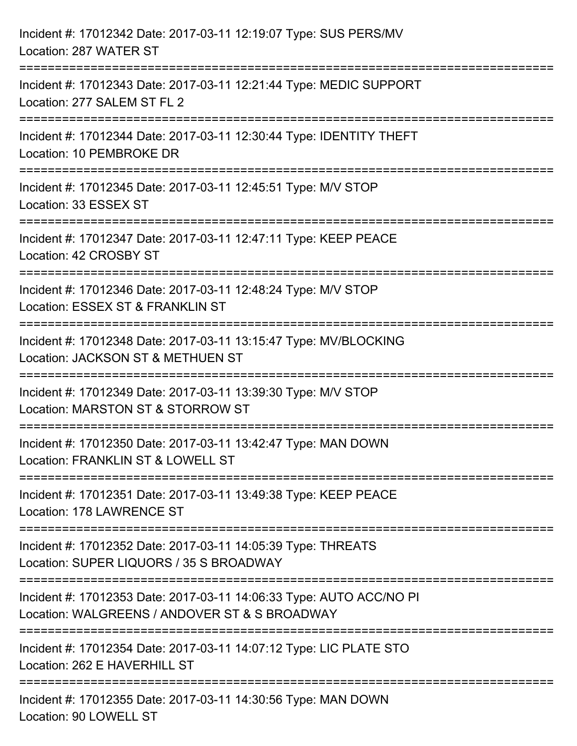Incident #: 17012342 Date: 2017-03-11 12:19:07 Type: SUS PERS/MV
Location: 287 WATER ST

===========================================================================

Incident #: 17012343 Date: 2017-03-11 12:21:44 Type: MEDIC SUPPORT
Location: 277 SALEM ST FL 2

===========================================================================

Incident #: 17012344 Date: 2017-03-11 12:30:44 Type: IDENTITY THEFT
Location: 10 PEMBROKE DR

===========================================================================

Incident #: 17012345 Date: 2017-03-11 12:45:51 Type: M/V STOP
Location: 33 ESSEX ST

===========================================================================

Incident #: 17012347 Date: 2017-03-11 12:47:11 Type: KEEP PEACE
Location: 42 CROSBY ST

===========================================================================

Incident #: 17012346 Date: 2017-03-11 12:48:24 Type: M/V STOP
Location: ESSEX ST & FRANKLIN ST

===========================================================================

Incident #: 17012348 Date: 2017-03-11 13:15:47 Type: MV/BLOCKING
Location: JACKSON ST & METHUEN ST

===========================================================================

Incident #: 17012349 Date: 2017-03-11 13:39:30 Type: M/V STOP
Location: MARSTON ST & STORROW ST

===========================================================================

Incident #: 17012350 Date: 2017-03-11 13:42:47 Type: MAN DOWN
Location: FRANKLIN ST & LOWELL ST

===========================================================================

Incident #: 17012351 Date: 2017-03-11 13:49:38 Type: KEEP PEACE
Location: 178 LAWRENCE ST

===========================================================================

Incident #: 17012352 Date: 2017-03-11 14:05:39 Type: THREATS
Location: SUPER LIQUORS / 35 S BROADWAY

===========================================================================

Incident #: 17012353 Date: 2017-03-11 14:06:33 Type: AUTO ACC/NO PI
Location: WALGREENS / ANDOVER ST & S BROADWAY

===========================================================================

Incident #: 17012354 Date: 2017-03-11 14:07:12 Type: LIC PLATE STO
Location: 262 E HAVERHILL ST

===========================================================================

Incident #: 17012355 Date: 2017-03-11 14:30:56 Type: MAN DOWN
Location: 90 LOWELL ST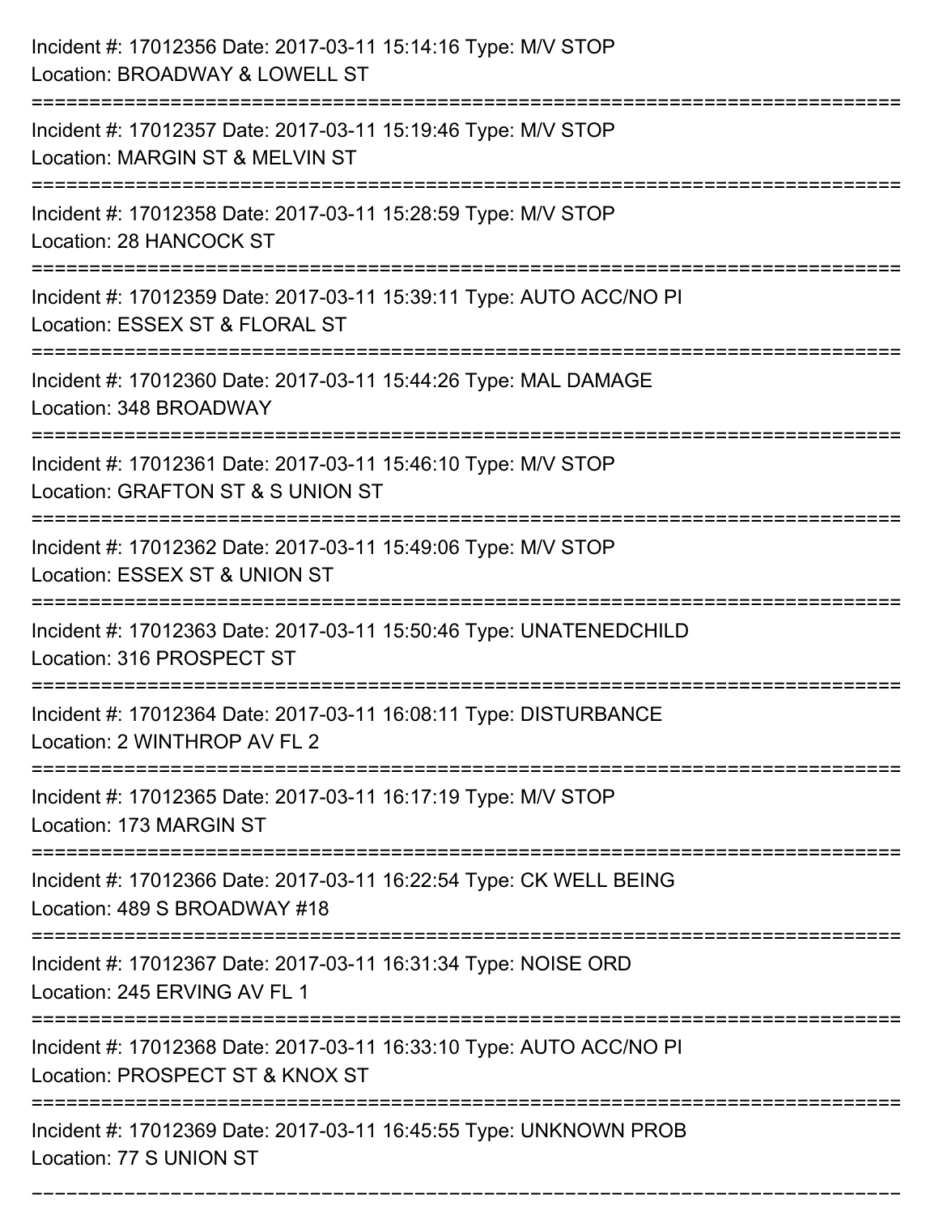Incident #: 17012356 Date: 2017-03-11 15:14:16 Type: M/V STOP
Location: BROADWAY & LOWELL ST

===========================================================================

Incident #: 17012357 Date: 2017-03-11 15:19:46 Type: M/V STOP
Location: MARGIN ST & MELVIN ST

===========================================================================

Incident #: 17012358 Date: 2017-03-11 15:28:59 Type: M/V STOP
Location: 28 HANCOCK ST

===========================================================================

Incident #: 17012359 Date: 2017-03-11 15:39:11 Type: AUTO ACC/NO PI
Location: ESSEX ST & FLORAL ST

===========================================================================

Incident #: 17012360 Date: 2017-03-11 15:44:26 Type: MAL DAMAGE
Location: 348 BROADWAY

===========================================================================

Incident #: 17012361 Date: 2017-03-11 15:46:10 Type: M/V STOP
Location: GRAFTON ST & S UNION ST

===========================================================================

Incident #: 17012362 Date: 2017-03-11 15:49:06 Type: M/V STOP
Location: ESSEX ST & UNION ST

===========================================================================

Incident #: 17012363 Date: 2017-03-11 15:50:46 Type: UNATENEDCHILD
Location: 316 PROSPECT ST

===========================================================================

Incident #: 17012364 Date: 2017-03-11 16:08:11 Type: DISTURBANCE
Location: 2 WINTHROP AV FL 2

===========================================================================

Incident #: 17012365 Date: 2017-03-11 16:17:19 Type: M/V STOP
Location: 173 MARGIN ST

===========================================================================

Incident #: 17012366 Date: 2017-03-11 16:22:54 Type: CK WELL BEING
Location: 489 S BROADWAY #18

===========================================================================

Incident #: 17012367 Date: 2017-03-11 16:31:34 Type: NOISE ORD
Location: 245 ERVING AV FL 1

===========================================================================

Incident #: 17012368 Date: 2017-03-11 16:33:10 Type: AUTO ACC/NO PI
Location: PROSPECT ST & KNOX ST

===========================================================================

Incident #: 17012369 Date: 2017-03-11 16:45:55 Type: UNKNOWN PROB
Location: 77 S UNION ST

===========================================================================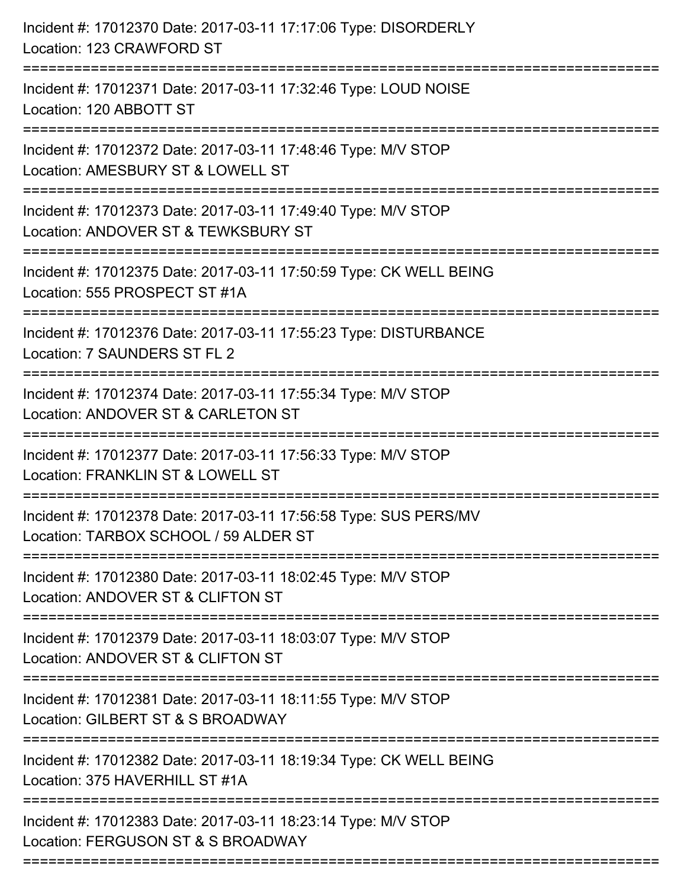Incident #: 17012370 Date: 2017-03-11 17:17:06 Type: DISORDERLY
Location: 123 CRAWFORD ST

===========================================================================

Incident #: 17012371 Date: 2017-03-11 17:32:46 Type: LOUD NOISE
Location: 120 ABBOTT ST

===========================================================================

Incident #: 17012372 Date: 2017-03-11 17:48:46 Type: M/V STOP
Location: AMESBURY ST & LOWELL ST

===========================================================================

Incident #: 17012373 Date: 2017-03-11 17:49:40 Type: M/V STOP
Location: ANDOVER ST & TEWKSBURY ST

===========================================================================

Incident #: 17012375 Date: 2017-03-11 17:50:59 Type: CK WELL BEING
Location: 555 PROSPECT ST #1A

===========================================================================

Incident #: 17012376 Date: 2017-03-11 17:55:23 Type: DISTURBANCE
Location: 7 SAUNDERS ST FL 2

===========================================================================

Incident #: 17012374 Date: 2017-03-11 17:55:34 Type: M/V STOP
Location: ANDOVER ST & CARLETON ST

===========================================================================

Incident #: 17012377 Date: 2017-03-11 17:56:33 Type: M/V STOP
Location: FRANKLIN ST & LOWELL ST

===========================================================================

Incident #: 17012378 Date: 2017-03-11 17:56:58 Type: SUS PERS/MV
Location: TARBOX SCHOOL / 59 ALDER ST

===========================================================================

Incident #: 17012380 Date: 2017-03-11 18:02:45 Type: M/V STOP
Location: ANDOVER ST & CLIFTON ST

===========================================================================

Incident #: 17012379 Date: 2017-03-11 18:03:07 Type: M/V STOP
Location: ANDOVER ST & CLIFTON ST

===========================================================================

Incident #: 17012381 Date: 2017-03-11 18:11:55 Type: M/V STOP
Location: GILBERT ST & S BROADWAY

===========================================================================

Incident #: 17012382 Date: 2017-03-11 18:19:34 Type: CK WELL BEING
Location: 375 HAVERHILL ST #1A

===========================================================================

Incident #: 17012383 Date: 2017-03-11 18:23:14 Type: M/V STOP
Location: FERGUSON ST & S BROADWAY

===========================================================================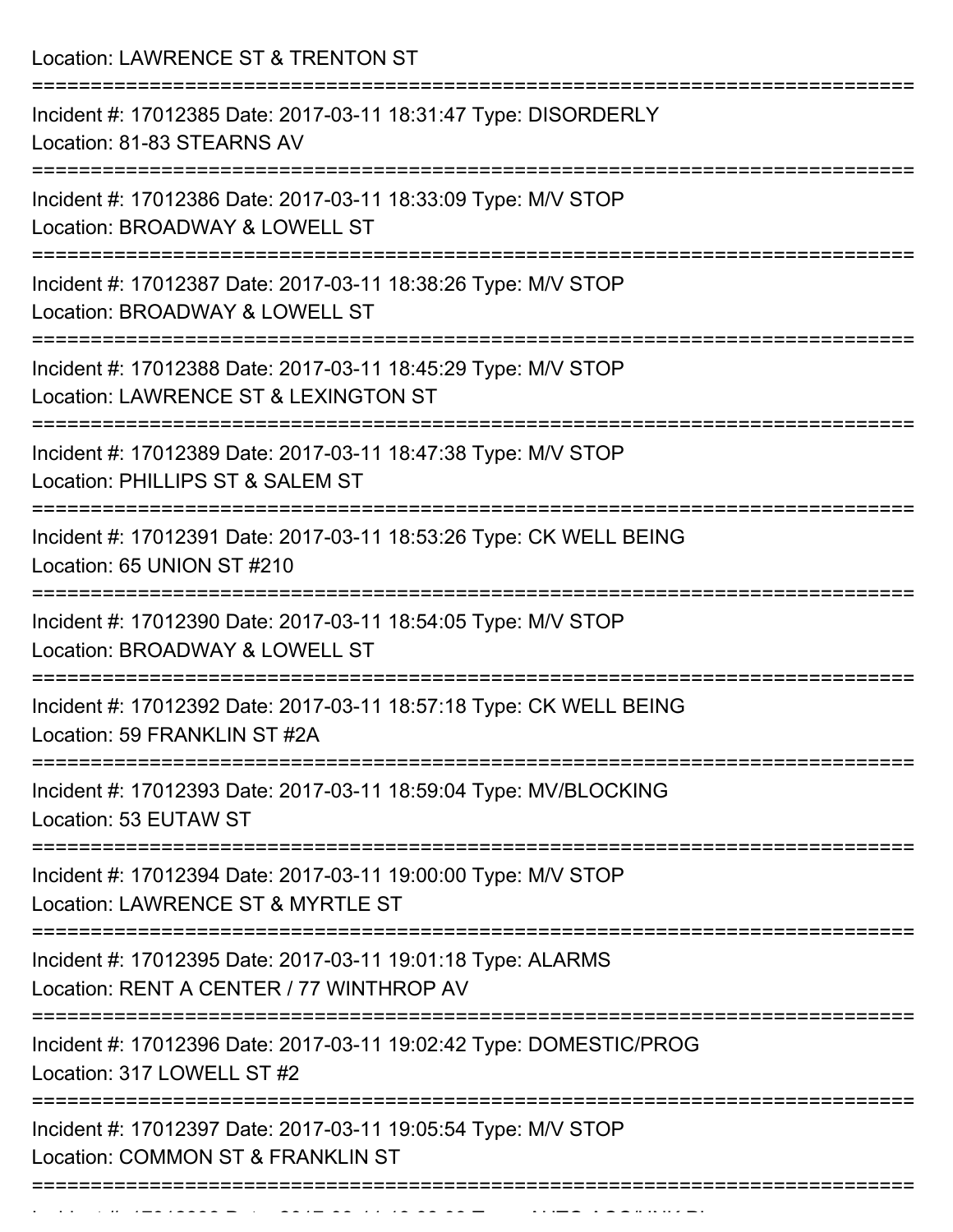Location: LAWRENCE ST & TRENTON ST

===========================================================================

Incident #: 17012385 Date: 2017-03-11 18:31:47 Type: DISORDERLY
Location: 81-83 STEARNS AV

===========================================================================

Incident #: 17012386 Date: 2017-03-11 18:33:09 Type: M/V STOP
Location: BROADWAY & LOWELL ST

===========================================================================

Incident #: 17012387 Date: 2017-03-11 18:38:26 Type: M/V STOP
Location: BROADWAY & LOWELL ST

===========================================================================

Incident #: 17012388 Date: 2017-03-11 18:45:29 Type: M/V STOP
Location: LAWRENCE ST & LEXINGTON ST

===========================================================================

Incident #: 17012389 Date: 2017-03-11 18:47:38 Type: M/V STOP
Location: PHILLIPS ST & SALEM ST

===========================================================================

Incident #: 17012391 Date: 2017-03-11 18:53:26 Type: CK WELL BEING
Location: 65 UNION ST #210

===========================================================================

Incident #: 17012390 Date: 2017-03-11 18:54:05 Type: M/V STOP
Location: BROADWAY & LOWELL ST

===========================================================================

Incident #: 17012392 Date: 2017-03-11 18:57:18 Type: CK WELL BEING
Location: 59 FRANKLIN ST #2A

===========================================================================

Incident #: 17012393 Date: 2017-03-11 18:59:04 Type: MV/BLOCKING
Location: 53 EUTAW ST

===========================================================================

Incident #: 17012394 Date: 2017-03-11 19:00:00 Type: M/V STOP
Location: LAWRENCE ST & MYRTLE ST

===========================================================================

Incident #: 17012395 Date: 2017-03-11 19:01:18 Type: ALARMS
Location: RENT A CENTER / 77 WINTHROP AV

===========================================================================

Incident #: 17012396 Date: 2017-03-11 19:02:42 Type: DOMESTIC/PROG
Location: 317 LOWELL ST #2

===========================================================================

Incident #: 17012397 Date: 2017-03-11 19:05:54 Type: M/V STOP
Location: COMMON ST & FRANKLIN ST

===========================================================================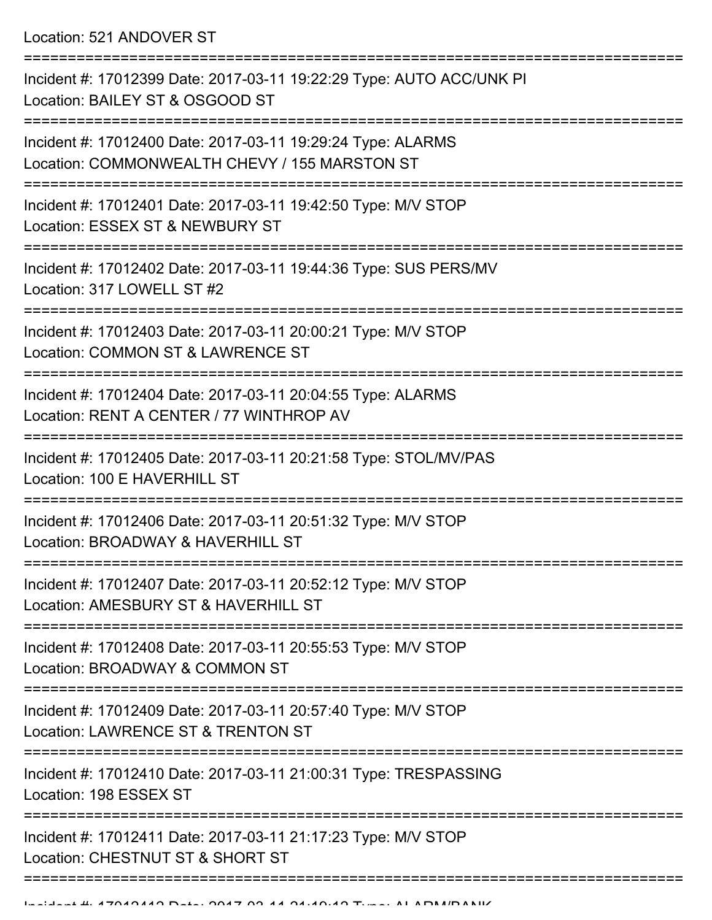Location: 521 ANDOVER ST

===========================================================================

Incident #: 17012399 Date: 2017-03-11 19:22:29 Type: AUTO ACC/UNK PI
Location: BAILEY ST & OSGOOD ST

===========================================================================

Incident #: 17012400 Date: 2017-03-11 19:29:24 Type: ALARMS
Location: COMMONWEALTH CHEVY / 155 MARSTON ST

===========================================================================

Incident #: 17012401 Date: 2017-03-11 19:42:50 Type: M/V STOP
Location: ESSEX ST & NEWBURY ST

===========================================================================

Incident #: 17012402 Date: 2017-03-11 19:44:36 Type: SUS PERS/MV
Location: 317 LOWELL ST #2

===========================================================================

Incident #: 17012403 Date: 2017-03-11 20:00:21 Type: M/V STOP
Location: COMMON ST & LAWRENCE ST

===========================================================================

Incident #: 17012404 Date: 2017-03-11 20:04:55 Type: ALARMS
Location: RENT A CENTER / 77 WINTHROP AV

===========================================================================

Incident #: 17012405 Date: 2017-03-11 20:21:58 Type: STOL/MV/PAS
Location: 100 E HAVERHILL ST

===========================================================================

Incident #: 17012406 Date: 2017-03-11 20:51:32 Type: M/V STOP
Location: BROADWAY & HAVERHILL ST

===========================================================================

Incident #: 17012407 Date: 2017-03-11 20:52:12 Type: M/V STOP
Location: AMESBURY ST & HAVERHILL ST

===========================================================================

Incident #: 17012408 Date: 2017-03-11 20:55:53 Type: M/V STOP
Location: BROADWAY & COMMON ST

===========================================================================

Incident #: 17012409 Date: 2017-03-11 20:57:40 Type: M/V STOP
Location: LAWRENCE ST & TRENTON ST

===========================================================================

Incident #: 17012410 Date: 2017-03-11 21:00:31 Type: TRESPASSING
Location: 198 ESSEX ST

===========================================================================

Incident #: 17012411 Date: 2017-03-11 21:17:23 Type: M/V STOP
Location: CHESTNUT ST & SHORT ST

===========================================================================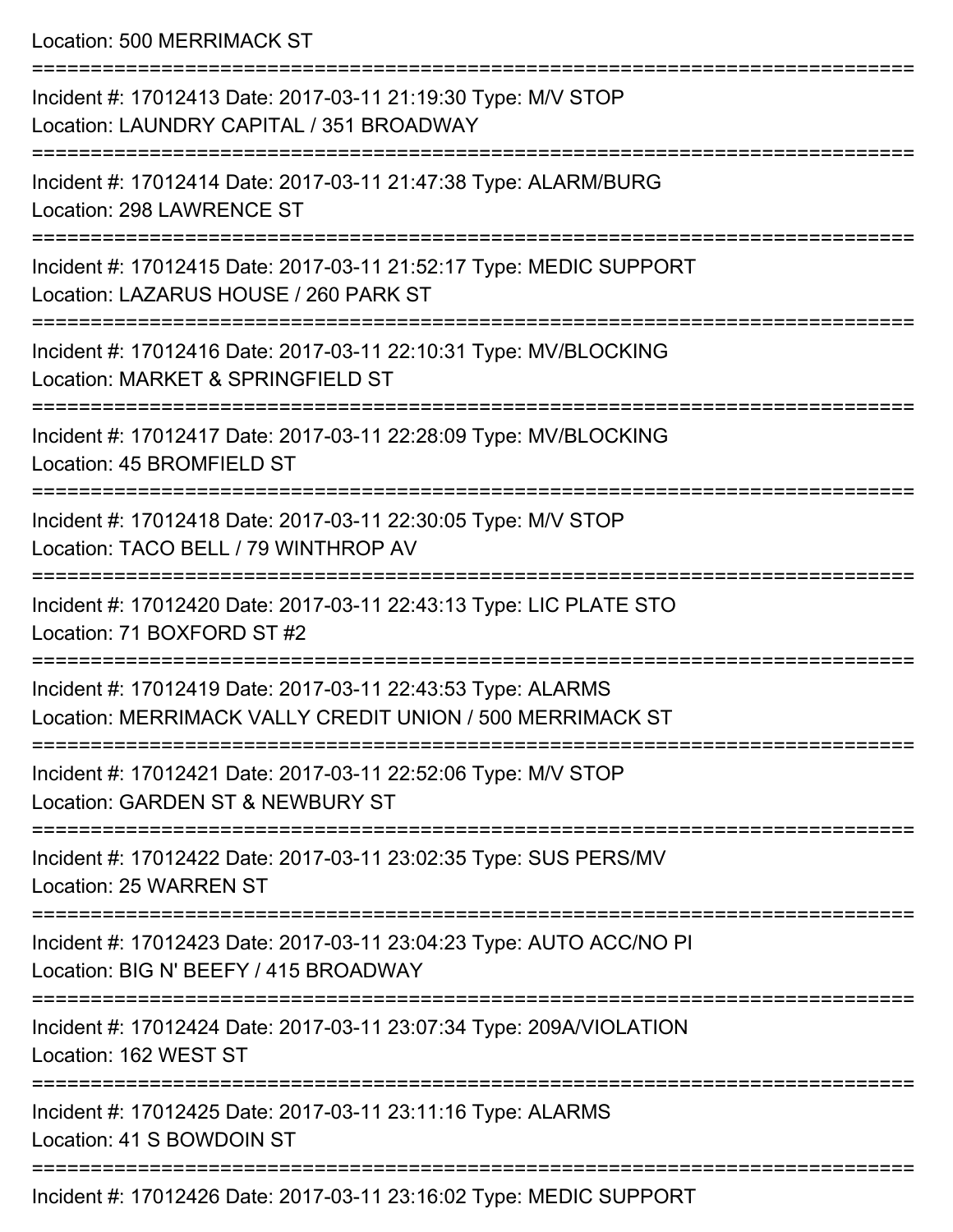Location: 500 MERRIMACK ST

===========================================================================

Incident #: 17012413 Date: 2017-03-11 21:19:30 Type: M/V STOP
Location: LAUNDRY CAPITAL / 351 BROADWAY

===========================================================================

Incident #: 17012414 Date: 2017-03-11 21:47:38 Type: ALARM/BURG
Location: 298 LAWRENCE ST

===========================================================================

Incident #: 17012415 Date: 2017-03-11 21:52:17 Type: MEDIC SUPPORT
Location: LAZARUS HOUSE / 260 PARK ST

===========================================================================

Incident #: 17012416 Date: 2017-03-11 22:10:31 Type: MV/BLOCKING
Location: MARKET & SPRINGFIELD ST

===========================================================================

Incident #: 17012417 Date: 2017-03-11 22:28:09 Type: MV/BLOCKING
Location: 45 BROMFIELD ST

===========================================================================

Incident #: 17012418 Date: 2017-03-11 22:30:05 Type: M/V STOP
Location: TACO BELL / 79 WINTHROP AV

===========================================================================

Incident #: 17012420 Date: 2017-03-11 22:43:13 Type: LIC PLATE STO
Location: 71 BOXFORD ST #2

===========================================================================

Incident #: 17012419 Date: 2017-03-11 22:43:53 Type: ALARMS
Location: MERRIMACK VALLY CREDIT UNION / 500 MERRIMACK ST

===========================================================================

Incident #: 17012421 Date: 2017-03-11 22:52:06 Type: M/V STOP
Location: GARDEN ST & NEWBURY ST

===========================================================================

Incident #: 17012422 Date: 2017-03-11 23:02:35 Type: SUS PERS/MV
Location: 25 WARREN ST

===========================================================================

Incident #: 17012423 Date: 2017-03-11 23:04:23 Type: AUTO ACC/NO PI
Location: BIG N' BEEFY / 415 BROADWAY

===========================================================================

Incident #: 17012424 Date: 2017-03-11 23:07:34 Type: 209A/VIOLATION
Location: 162 WEST ST

===========================================================================

Incident #: 17012425 Date: 2017-03-11 23:11:16 Type: ALARMS
Location: 41 S BOWDOIN ST

===========================================================================

Incident #: 17012426 Date: 2017-03-11 23:16:02 Type: MEDIC SUPPORT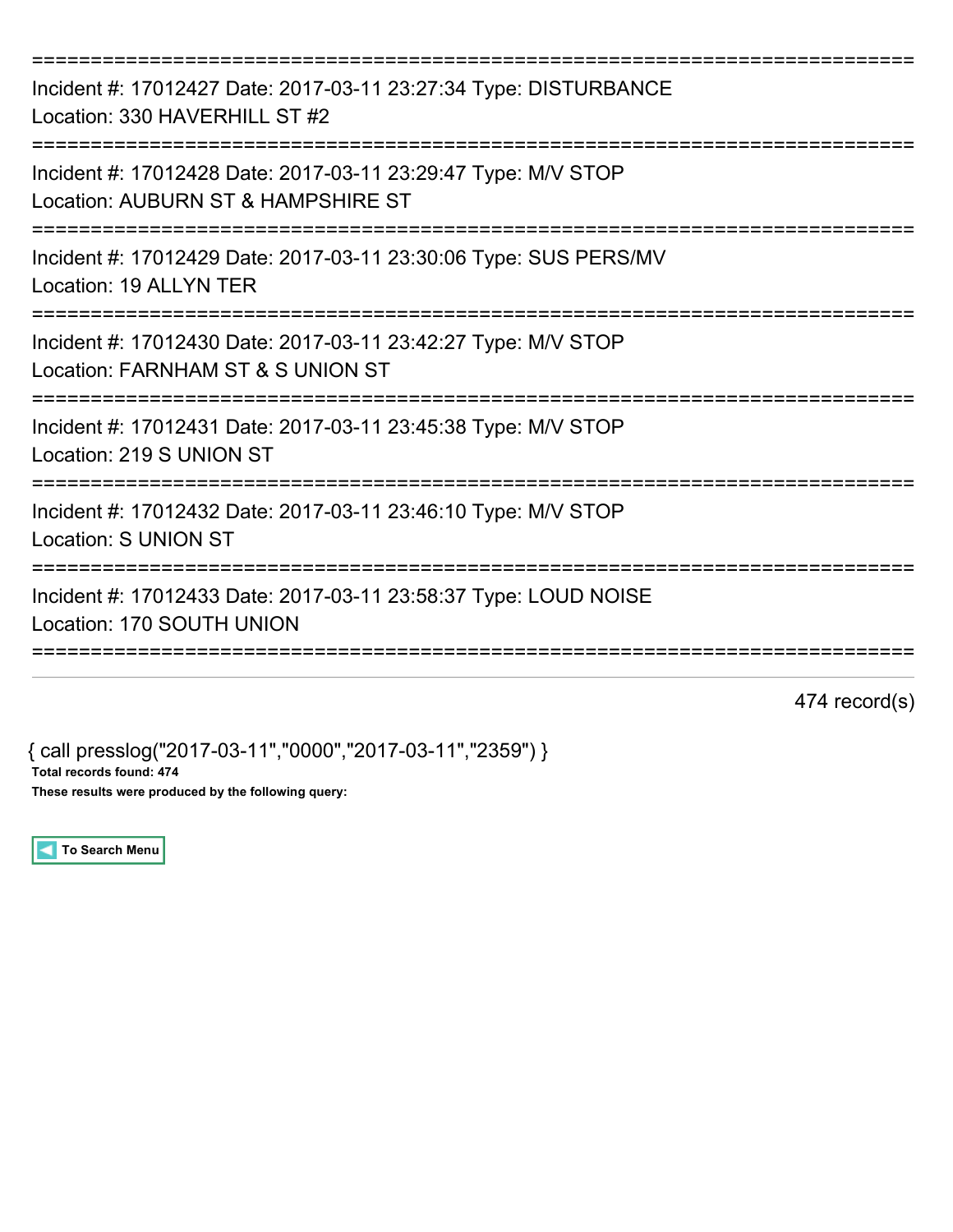===========================================================================

Incident #: 17012427 Date: 2017-03-11 23:27:34 Type: DISTURBANCE
Location: 330 HAVERHILL ST #2

===========================================================================

Incident #: 17012428 Date: 2017-03-11 23:29:47 Type: M/V STOP
Location: AUBURN ST & HAMPSHIRE ST

===========================================================================

Incident #: 17012429 Date: 2017-03-11 23:30:06 Type: SUS PERS/MV
Location: 19 ALLYN TER

===========================================================================

Incident #: 17012430 Date: 2017-03-11 23:42:27 Type: M/V STOP
Location: FARNHAM ST & S UNION ST

===========================================================================

Incident #: 17012431 Date: 2017-03-11 23:45:38 Type: M/V STOP
Location: 219 S UNION ST

===========================================================================

Incident #: 17012432 Date: 2017-03-11 23:46:10 Type: M/V STOP
Location: S UNION ST

===========================================================================

Incident #: 17012433 Date: 2017-03-11 23:58:37 Type: LOUD NOISE
Location: 170 SOUTH UNION

===========================================================================

474 record(s)

{ call presslog("2017-03-11","0000","2017-03-11","2359") }

**Total records found: 474**

**These results were produced by the following query:**

To Search Menu